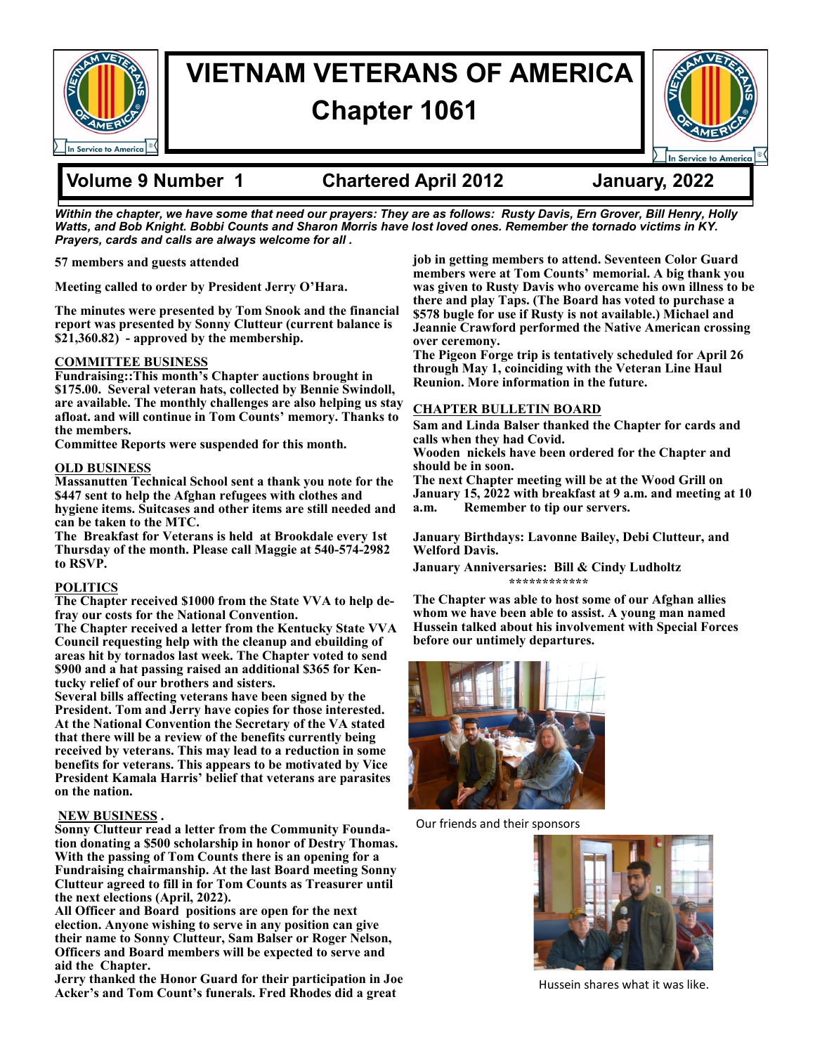# VIETNAM VETERANS OF AMERICA

## Chapter 1061

**Volume 9 Number 1** | **Chartered April 2012** | **January, 2022**

***Within the chapter, we have some that need our prayers: They are as follows: Rusty Davis, Ern Grover, Bill Henry, Holly Watts, and Bob Knight. Bobbi Counts and Sharon Morris have lost loved ones. Remember the tornado victims in KY. Prayers, cards and calls are always welcome for all .***

**57 members and guests attended**

**Meeting called to order by President Jerry O'Hara.**

**The minutes were presented by Tom Snook and the financial report was presented by Sonny Clutteur (current balance is $21,360.82) - approved by the membership.**

### COMMITTEE BUSINESS

**Fundraising::This month's Chapter auctions brought in $175.00. Several veteran hats, collected by Bennie Swindoll, are available. The monthly challenges are also helping us stay afloat. and will continue in Tom Counts' memory. Thanks to the members.**

**Committee Reports were suspended for this month.**

### OLD BUSINESS

**Massanutten Technical School sent a thank you note for the $447 sent to help the Afghan refugees with clothes and hygiene items. Suitcases and other items are still needed and can be taken to the MTC.**

**The Breakfast for Veterans is held at Brookdale every 1st Thursday of the month. Please call Maggie at 540-574-2982 to RSVP.**

### POLITICS

**The Chapter received $1000 from the State VVA to help defray our costs for the National Convention.**

**The Chapter received a letter from the Kentucky State VVA Council requesting help with the cleanup and ebuilding of areas hit by tornados last week. The Chapter voted to send $900 and a hat passing raised an additional $365 for Kentucky relief of our brothers and sisters.**

**Several bills affecting veterans have been signed by the President. Tom and Jerry have copies for those interested. At the National Convention the Secretary of the VA stated that there will be a review of the benefits currently being received by veterans. This may lead to a reduction in some benefits for veterans. This appears to be motivated by Vice President Kamala Harris' belief that veterans are parasites on the nation.**

### NEW BUSINESS .

**Sonny Clutteur read a letter from the Community Foundation donating a $500 scholarship in honor of Destry Thomas. With the passing of Tom Counts there is an opening for a Fundraising chairmanship. At the last Board meeting Sonny Clutteur agreed to fill in for Tom Counts as Treasurer until the next elections (April, 2022).**

**All Officer and Board positions are open for the next election. Anyone wishing to serve in any position can give their name to Sonny Clutteur, Sam Balser or Roger Nelson, Officers and Board members will be expected to serve and aid the Chapter.**

**Jerry thanked the Honor Guard for their participation in Joe Acker's and Tom Count's funerals. Fred Rhodes did a great job in getting members to attend. Seventeen Color Guard members were at Tom Counts' memorial. A big thank you was given to Rusty Davis who overcame his own illness to be there and play Taps. (The Board has voted to purchase a $578 bugle for use if Rusty is not available.) Michael and Jeannie Crawford performed the Native American crossing over ceremony.**

**The Pigeon Forge trip is tentatively scheduled for April 26 through May 1, coinciding with the Veteran Line Haul Reunion. More information in the future.**

### CHAPTER BULLETIN BOARD

**Sam and Linda Balser thanked the Chapter for cards and calls when they had Covid.**

**Wooden nickels have been ordered for the Chapter and should be in soon.**

**The next Chapter meeting will be at the Wood Grill on January 15, 2022 with breakfast at 9 a.m. and meeting at 10 a.m. Remember to tip our servers.**

**January Birthdays: Lavonne Bailey, Debi Clutteur, and Welford Davis.**

**January Anniversaries: Bill & Cindy Ludholtz**

************

**The Chapter was able to host some of our Afghan allies whom we have been able to assist. A young man named Hussein talked about his involvement with Special Forces before our untimely departures.**

Our friends and their sponsors

Hussein shares what it was like.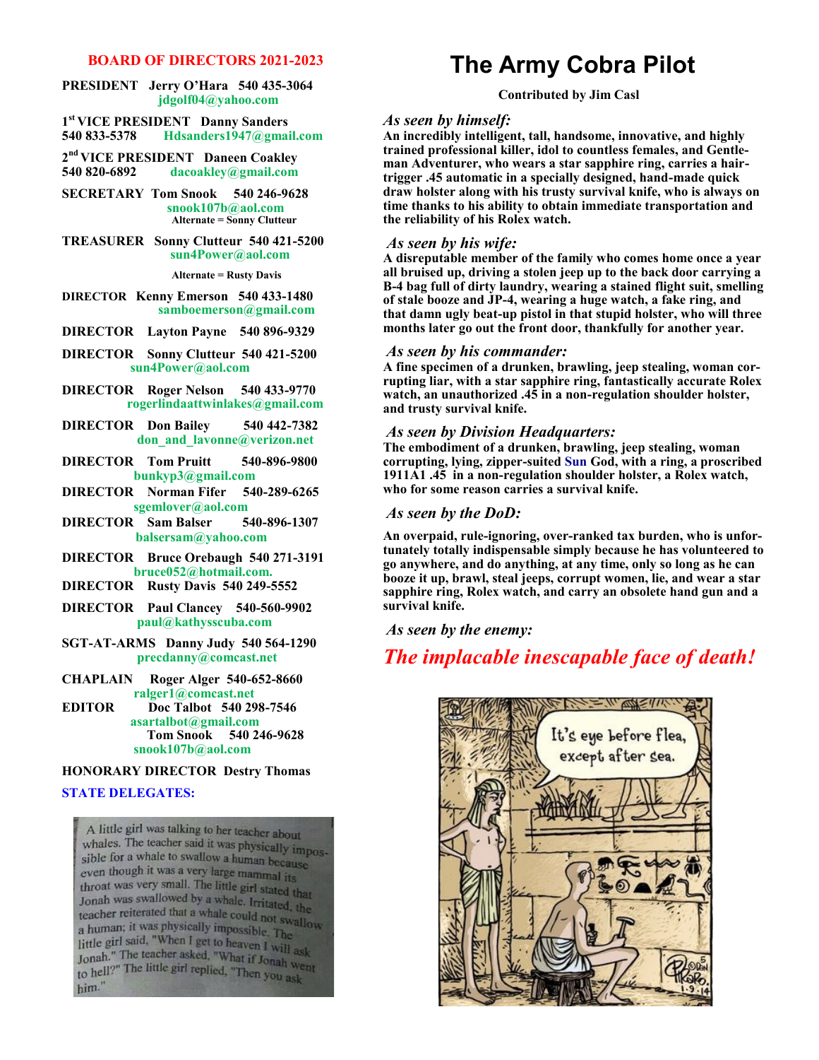## BOARD OF DIRECTORS 2021-2023

**PRESIDENT** Jerry O'Hara 540 435-3064
jdgolf04@yahoo.com

**1st VICE PRESIDENT** Danny Sanders
540 833-5378 Hdsanders1947@gmail.com

**2nd VICE PRESIDENT** Daneen Coakley
540 820-6892 dacoakley@gmail.com

**SECRETARY** Tom Snook 540 246-9628
snook107b@aol.com
Alternate = Sonny Clutteur

**TREASURER** Sonny Clutteur 540 421-5200
sun4Power@aol.com
Alternate = Rusty Davis

**DIRECTOR** Kenny Emerson 540 433-1480
samboemerson@gmail.com

**DIRECTOR** Layton Payne 540 896-9329

**DIRECTOR** Sonny Clutteur 540 421-5200
sun4Power@aol.com

**DIRECTOR** Roger Nelson 540 433-9770
rogerlindaattwinlakes@gmail.com

**DIRECTOR** Don Bailey 540 442-7382
don_and_lavonne@verizon.net

**DIRECTOR** Tom Pruitt 540-896-9800
bunkyp3@gmail.com

**DIRECTOR** Norman Fifer 540-289-6265
sgemlover@aol.com

**DIRECTOR** Sam Balser 540-896-1307
balsersam@yahoo.com

**DIRECTOR** Bruce Orebaugh 540 271-3191
bruce052@hotmail.com.

**DIRECTOR** Rusty Davis 540 249-5552

**DIRECTOR** Paul Clancey 540-560-9902
paul@kathysscuba.com

**SGT-AT-ARMS** Danny Judy 540 564-1290
precdanny@comcast.net

**CHAPLAIN** Roger Alger 540-652-8660
ralger1@comcast.net

**EDITOR** Doc Talbot 540 298-7546
asartalbot@gmail.com
Tom Snook 540 246-9628
snook107b@aol.com

**HONORARY DIRECTOR** Destry Thomas

**STATE DELEGATES:**

A little girl was talking to her teacher about whales. The teacher said it was physically impossible for a whale to swallow a human because even though it was a very large mammal its throat was very small. The little girl stated that Jonah was swallowed by a whale. Irritated, the teacher reiterated that a whale could not swallow a human; it was physically impossible. The little girl said, "When I get to heaven I will ask Jonah." The teacher asked, "What if Jonah went to hell?" The little girl replied, "Then you ask him."

# The Army Cobra Pilot

**Contributed by Jim Casl**

### *As seen by himself:*

**An incredibly intelligent, tall, handsome, innovative, and highly trained professional killer, idol to countless females, and Gentleman Adventurer, who wears a star sapphire ring, carries a hair-trigger .45 automatic in a specially designed, hand-made quick draw holster along with his trusty survival knife, who is always on time thanks to his ability to obtain immediate transportation and the reliability of his Rolex watch.**

### *As seen by his wife:*

**A disreputable member of the family who comes home once a year all bruised up, driving a stolen jeep up to the back door carrying a B-4 bag full of dirty laundry, wearing a stained flight suit, smelling of stale booze and JP-4, wearing a huge watch, a fake ring, and that damn ugly beat-up pistol in that stupid holster, who will three months later go out the front door, thankfully for another year.**

### *As seen by his commander:*

**A fine specimen of a drunken, brawling, jeep stealing, woman corrupting liar, with a star sapphire ring, fantastically accurate Rolex watch, an unauthorized .45 in a non-regulation shoulder holster, and trusty survival knife.**

### *As seen by Division Headquarters:*

**The embodiment of a drunken, brawling, jeep stealing, woman corrupting, lying, zipper-suited Sun God, with a ring, a proscribed 1911A1 .45 in a non-regulation shoulder holster, a Rolex watch, who for some reason carries a survival knife.**

### *As seen by the DoD:*

**An overpaid, rule-ignoring, over-ranked tax burden, who is unfortunately totally indispensable simply because he has volunteered to go anywhere, and do anything, at any time, only so long as he can booze it up, brawl, steal jeeps, corrupt women, lie, and wear a star sapphire ring, Rolex watch, and carry an obsolete hand gun and a survival knife.**

### *As seen by the enemy:*

## ***The implacable inescapable face of death!***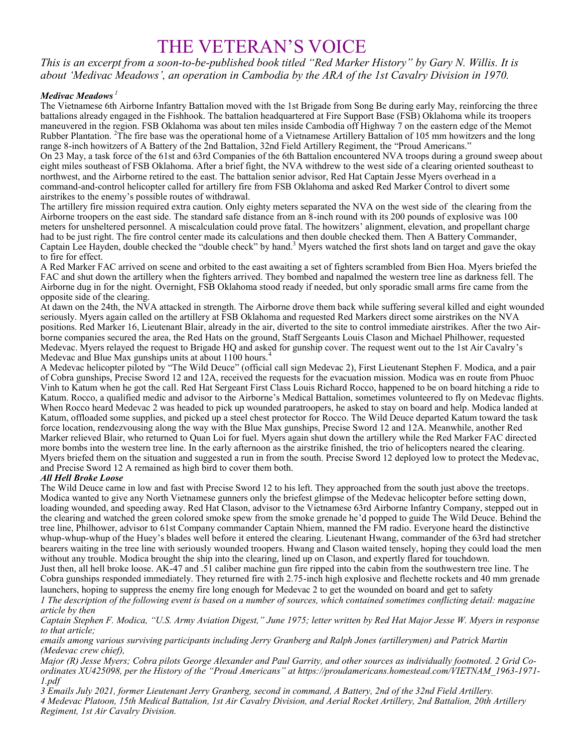# THE VETERAN'S VOICE

*This is an excerpt from a soon-to-be-published book titled "Red Marker History" by Gary N. Willis. It is about 'Medivac Meadows', an operation in Cambodia by the ARA of the 1st Cavalry Division in 1970.*

***Medivac Meadows*** [1]

The Vietnamese 6th Airborne Infantry Battalion moved with the 1st Brigade from Song Be during early May, reinforcing the three battalions already engaged in the Fishhook. The battalion headquartered at Fire Support Base (FSB) Oklahoma while its troopers maneuvered in the region. FSB Oklahoma was about ten miles inside Cambodia off Highway 7 on the eastern edge of the Memot Rubber Plantation. [2]The fire base was the operational home of a Vietnamese Artillery Battalion of 105 mm howitzers and the long range 8-inch howitzers of A Battery of the 2nd Battalion, 32nd Field Artillery Regiment, the "Proud Americans."

On 23 May, a task force of the 61st and 63rd Companies of the 6th Battalion encountered NVA troops during a ground sweep about eight miles southeast of FSB Oklahoma. After a brief fight, the NVA withdrew to the west side of a clearing oriented southeast to northwest, and the Airborne retired to the east. The battalion senior advisor, Red Hat Captain Jesse Myers overhead in a command-and-control helicopter called for artillery fire from FSB Oklahoma and asked Red Marker Control to divert some airstrikes to the enemy's possible routes of withdrawal.

The artillery fire mission required extra caution. Only eighty meters separated the NVA on the west side of the clearing from the Airborne troopers on the east side. The standard safe distance from an 8-inch round with its 200 pounds of explosive was 100 meters for unsheltered personnel. A miscalculation could prove fatal. The howitzers' alignment, elevation, and propellant charge had to be just right. The fire control center made its calculations and then double checked them. Then A Battery Commander, Captain Lee Hayden, double checked the "double check" by hand.[3] Myers watched the first shots land on target and gave the okay to fire for effect.

A Red Marker FAC arrived on scene and orbited to the east awaiting a set of fighters scrambled from Bien Hoa. Myers briefed the FAC and shut down the artillery when the fighters arrived. They bombed and napalmed the western tree line as darkness fell. The Airborne dug in for the night. Overnight, FSB Oklahoma stood ready if needed, but only sporadic small arms fire came from the opposite side of the clearing.

At dawn on the 24th, the NVA attacked in strength. The Airborne drove them back while suffering several killed and eight wounded seriously. Myers again called on the artillery at FSB Oklahoma and requested Red Markers direct some airstrikes on the NVA positions. Red Marker 16, Lieutenant Blair, already in the air, diverted to the site to control immediate airstrikes. After the two Airborne companies secured the area, the Red Hats on the ground, Staff Sergeants Louis Clason and Michael Philhower, requested Medevac. Myers relayed the request to Brigade HQ and asked for gunship cover. The request went out to the 1st Air Cavalry's Medevac and Blue Max gunships units at about 1100 hours.[4]

A Medevac helicopter piloted by "The Wild Deuce" (official call sign Medevac 2), First Lieutenant Stephen F. Modica, and a pair of Cobra gunships, Precise Sword 12 and 12A, received the requests for the evacuation mission. Modica was en route from Phuoc Vinh to Katum when he got the call. Red Hat Sergeant First Class Louis Richard Rocco, happened to be on board hitching a ride to Katum. Rocco, a qualified medic and advisor to the Airborne's Medical Battalion, sometimes volunteered to fly on Medevac flights. When Rocco heard Medevac 2 was headed to pick up wounded paratroopers, he asked to stay on board and help. Modica landed at Katum, offloaded some supplies, and picked up a steel chest protector for Rocco. The Wild Deuce departed Katum toward the task force location, rendezvousing along the way with the Blue Max gunships, Precise Sword 12 and 12A. Meanwhile, another Red Marker relieved Blair, who returned to Quan Loi for fuel. Myers again shut down the artillery while the Red Marker FAC directed more bombs into the western tree line. In the early afternoon as the airstrike finished, the trio of helicopters neared the clearing. Myers briefed them on the situation and suggested a run in from the south. Precise Sword 12 deployed low to protect the Medevac, and Precise Sword 12 A remained as high bird to cover them both.

***All Hell Broke Loose***

The Wild Deuce came in low and fast with Precise Sword 12 to his left. They approached from the south just above the treetops. Modica wanted to give any North Vietnamese gunners only the briefest glimpse of the Medevac helicopter before setting down, loading wounded, and speeding away. Red Hat Clason, advisor to the Vietnamese 63rd Airborne Infantry Company, stepped out in the clearing and watched the green colored smoke spew from the smoke grenade he'd popped to guide The Wild Deuce. Behind the tree line, Philhower, advisor to 61st Company commander Captain Nhiem, manned the FM radio. Everyone heard the distinctive whup-whup-whup of the Huey's blades well before it entered the clearing. Lieutenant Hwang, commander of the 63rd had stretcher bearers waiting in the tree line with seriously wounded troopers. Hwang and Clason waited tensely, hoping they could load the men without any trouble. Modica brought the ship into the clearing, lined up on Clason, and expertly flared for touchdown.

Just then, all hell broke loose. AK-47 and .51 caliber machine gun fire ripped into the cabin from the southwestern tree line. The Cobra gunships responded immediately. They returned fire with 2.75-inch high explosive and flechette rockets and 40 mm grenade launchers, hoping to suppress the enemy fire long enough for Medevac 2 to get the wounded on board and get to safety

*1 The description of the following event is based on a number of sources, which contained sometimes conflicting detail: magazine article by then Captain Stephen F. Modica, "U.S. Army Aviation Digest," June 1975; letter written by Red Hat Major Jesse W. Myers in response to that article; emails among various surviving participants including Jerry Granberg and Ralph Jones (artillerymen) and Patrick Martin (Medevac crew chief), Major (R) Jesse Myers; Cobra pilots George Alexander and Paul Garrity, and other sources as individually footnoted. 2 Grid Coordinates XU425098, per the History of the "Proud Americans" at https://proudamericans.homestead.com/VIETNAM_1963-1971-1.pdf*

*3 Emails July 2021, former Lieutenant Jerry Granberg, second in command, A Battery, 2nd of the 32nd Field Artillery.*

*4 Medevac Platoon, 15th Medical Battalion, 1st Air Cavalry Division, and Aerial Rocket Artillery, 2nd Battalion, 20th Artillery Regiment, 1st Air Cavalry Division.*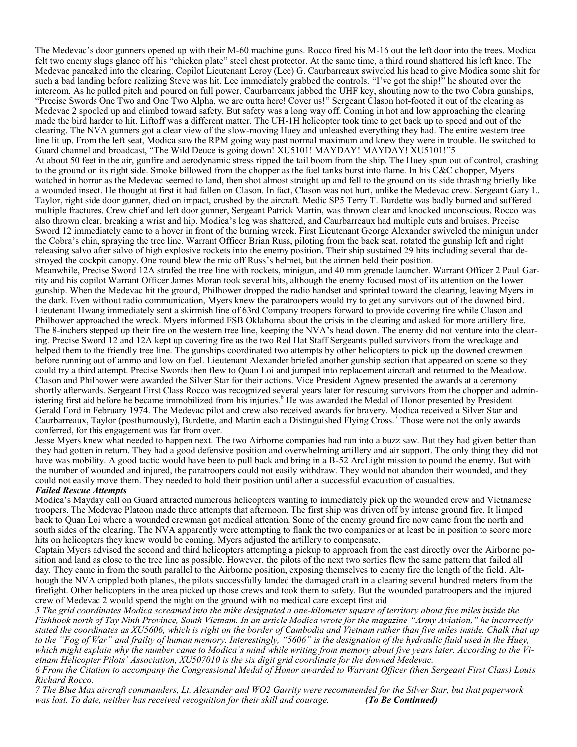The Medevac's door gunners opened up with their M-60 machine guns. Rocco fired his M-16 out the left door into the trees. Modica felt two enemy slugs glance off his "chicken plate" steel chest protector. At the same time, a third round shattered his left knee. The Medevac pancaked into the clearing. Copilot Lieutenant Leroy (Lee) G. Caurbarreaux swiveled his head to give Modica some shit for such a bad landing before realizing Steve was hit. Lee immediately grabbed the controls. "I've got the ship!" he shouted over the intercom. As he pulled pitch and poured on full power, Caurbarreaux jabbed the UHF key, shouting now to the two Cobra gunships, "Precise Swords One Two and One Two Alpha, we are outta here! Cover us!" Sergeant Clason hot-footed it out of the clearing as Medevac 2 spooled up and climbed toward safety. But safety was a long way off. Coming in hot and low approaching the clearing made the bird harder to hit. Liftoff was a different matter. The UH-1H helicopter took time to get back up to speed and out of the clearing. The NVA gunners got a clear view of the slow-moving Huey and unleashed everything they had. The entire western tree line lit up. From the left seat, Modica saw the RPM going way past normal maximum and knew they were in trouble. He switched to Guard channel and broadcast, "The Wild Deuce is going down! XU5101! MAYDAY! MAYDAY! XU5101!"[5]

At about 50 feet in the air, gunfire and aerodynamic stress ripped the tail boom from the ship. The Huey spun out of control, crashing to the ground on its right side. Smoke billowed from the chopper as the fuel tanks burst into flame. In his C&C chopper, Myers watched in horror as the Medevac seemed to land, then shot almost straight up and fell to the ground on its side thrashing briefly like a wounded insect. He thought at first it had fallen on Clason. In fact, Clason was not hurt, unlike the Medevac crew. Sergeant Gary L. Taylor, right side door gunner, died on impact, crushed by the aircraft. Medic SP5 Terry T. Burdette was badly burned and suffered multiple fractures. Crew chief and left door gunner, Sergeant Patrick Martin, was thrown clear and knocked unconscious. Rocco was also thrown clear, breaking a wrist and hip. Modica's leg was shattered, and Caurbarreaux had multiple cuts and bruises. Precise Sword 12 immediately came to a hover in front of the burning wreck. First Lieutenant George Alexander swiveled the minigun under the Cobra's chin, spraying the tree line. Warrant Officer Brian Russ, piloting from the back seat, rotated the gunship left and right releasing salvo after salvo of high explosive rockets into the enemy position. Their ship sustained 29 hits including several that destroyed the cockpit canopy. One round blew the mic off Russ's helmet, but the airmen held their position.

Meanwhile, Precise Sword 12A strafed the tree line with rockets, minigun, and 40 mm grenade launcher. Warrant Officer 2 Paul Garrity and his copilot Warrant Officer James Moran took several hits, although the enemy focused most of its attention on the lower gunship. When the Medevac hit the ground, Philhower dropped the radio handset and sprinted toward the clearing, leaving Myers in the dark. Even without radio communication, Myers knew the paratroopers would try to get any survivors out of the downed bird. Lieutenant Hwang immediately sent a skirmish line of 63rd Company troopers forward to provide covering fire while Clason and Philhower approached the wreck. Myers informed FSB Oklahoma about the crisis in the clearing and asked for more artillery fire. The 8-inchers stepped up their fire on the western tree line, keeping the NVA's head down. The enemy did not venture into the clearing. Precise Sword 12 and 12A kept up covering fire as the two Red Hat Staff Sergeants pulled survivors from the wreckage and helped them to the friendly tree line. The gunships coordinated two attempts by other helicopters to pick up the downed crewmen before running out of ammo and low on fuel. Lieutenant Alexander briefed another gunship section that appeared on scene so they could try a third attempt. Precise Swords then flew to Quan Loi and jumped into replacement aircraft and returned to the Meadow. Clason and Philhower were awarded the Silver Star for their actions. Vice President Agnew presented the awards at a ceremony shortly afterwards. Sergeant First Class Rocco was recognized several years later for rescuing survivors from the chopper and administering first aid before he became immobilized from his injuries.[6] He was awarded the Medal of Honor presented by President Gerald Ford in February 1974. The Medevac pilot and crew also received awards for bravery. Modica received a Silver Star and Caurbarreaux, Taylor (posthumously), Burdette, and Martin each a Distinguished Flying Cross.[7] Those were not the only awards conferred, for this engagement was far from over.

Jesse Myers knew what needed to happen next. The two Airborne companies had run into a buzz saw. But they had given better than they had gotten in return. They had a good defensive position and overwhelming artillery and air support. The only thing they did not have was mobility. A good tactic would have been to pull back and bring in a B-52 ArcLight mission to pound the enemy. But with the number of wounded and injured, the paratroopers could not easily withdraw. They would not abandon their wounded, and they could not easily move them. They needed to hold their position until after a successful evacuation of casualties.

***Failed Rescue Attempts***

Modica's Mayday call on Guard attracted numerous helicopters wanting to immediately pick up the wounded crew and Vietnamese troopers. The Medevac Platoon made three attempts that afternoon. The first ship was driven off by intense ground fire. It limped back to Quan Loi where a wounded crewman got medical attention. Some of the enemy ground fire now came from the north and south sides of the clearing. The NVA apparently were attempting to flank the two companies or at least be in position to score more hits on helicopters they knew would be coming. Myers adjusted the artillery to compensate.

Captain Myers advised the second and third helicopters attempting a pickup to approach from the east directly over the Airborne position and land as close to the tree line as possible. However, the pilots of the next two sorties flew the same pattern that failed all day. They came in from the south parallel to the Airborne position, exposing themselves to enemy fire the length of the field. Although the NVA crippled both planes, the pilots successfully landed the damaged craft in a clearing several hundred meters from the firefight. Other helicopters in the area picked up those crews and took them to safety. But the wounded paratroopers and the injured crew of Medevac 2 would spend the night on the ground with no medical care except first aid

*5 The grid coordinates Modica screamed into the mike designated a one-kilometer square of territory about five miles inside the Fishhook north of Tay Ninh Province, South Vietnam. In an article Modica wrote for the magazine "Army Aviation," he incorrectly stated the coordinates as XU5606, which is right on the border of Cambodia and Vietnam rather than five miles inside. Chalk that up to the "Fog of War" and frailty of human memory. Interestingly, "5606" is the designation of the hydraulic fluid used in the Huey, which might explain why the number came to Modica's mind while writing from memory about five years later. According to the Vietnam Helicopter Pilots' Association, XU507010 is the six digit grid coordinate for the downed Medevac.*

*6 From the Citation to accompany the Congressional Medal of Honor awarded to Warrant Officer (then Sergeant First Class) Louis Richard Rocco.*

*7 The Blue Max aircraft commanders, Lt. Alexander and WO2 Garrity were recommended for the Silver Star, but that paperwork was lost. To date, neither has received recognition for their skill and courage.* ***(To Be Continued)***